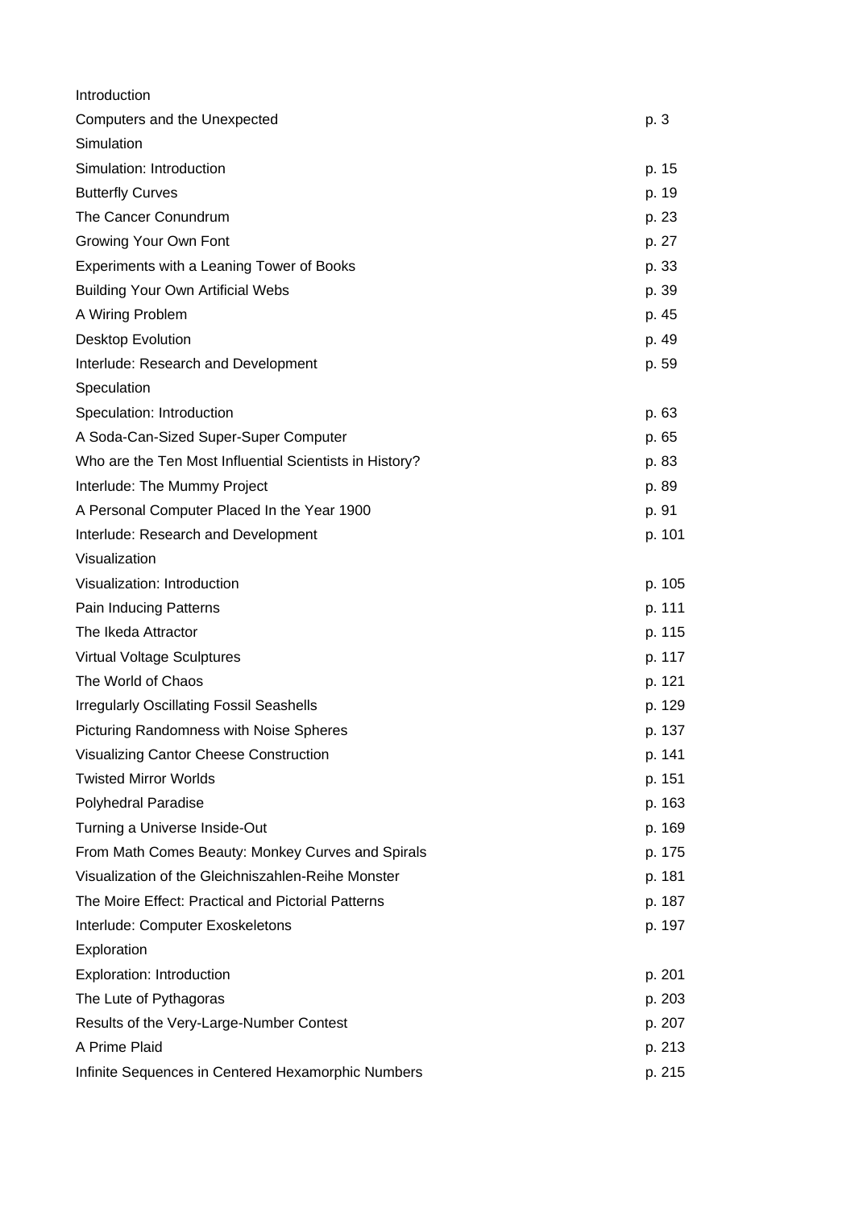| | |
|---|---|
| Introduction | |
| Computers and the Unexpected | p. 3 |
| Simulation | |
| Simulation: Introduction | p. 15 |
| Butterfly Curves | p. 19 |
| The Cancer Conundrum | p. 23 |
| Growing Your Own Font | p. 27 |
| Experiments with a Leaning Tower of Books | p. 33 |
| Building Your Own Artificial Webs | p. 39 |
| A Wiring Problem | p. 45 |
| Desktop Evolution | p. 49 |
| Interlude: Research and Development | p. 59 |
| Speculation | |
| Speculation: Introduction | p. 63 |
| A Soda-Can-Sized Super-Super Computer | p. 65 |
| Who are the Ten Most Influential Scientists in History? | p. 83 |
| Interlude: The Mummy Project | p. 89 |
| A Personal Computer Placed In the Year 1900 | p. 91 |
| Interlude: Research and Development | p. 101 |
| Visualization | |
| Visualization: Introduction | p. 105 |
| Pain Inducing Patterns | p. 111 |
| The Ikeda Attractor | p. 115 |
| Virtual Voltage Sculptures | p. 117 |
| The World of Chaos | p. 121 |
| Irregularly Oscillating Fossil Seashells | p. 129 |
| Picturing Randomness with Noise Spheres | p. 137 |
| Visualizing Cantor Cheese Construction | p. 141 |
| Twisted Mirror Worlds | p. 151 |
| Polyhedral Paradise | p. 163 |
| Turning a Universe Inside-Out | p. 169 |
| From Math Comes Beauty: Monkey Curves and Spirals | p. 175 |
| Visualization of the Gleichniszahlen-Reihe Monster | p. 181 |
| The Moire Effect: Practical and Pictorial Patterns | p. 187 |
| Interlude: Computer Exoskeletons | p. 197 |
| Exploration | |
| Exploration: Introduction | p. 201 |
| The Lute of Pythagoras | p. 203 |
| Results of the Very-Large-Number Contest | p. 207 |
| A Prime Plaid | p. 213 |
| Infinite Sequences in Centered Hexamorphic Numbers | p. 215 |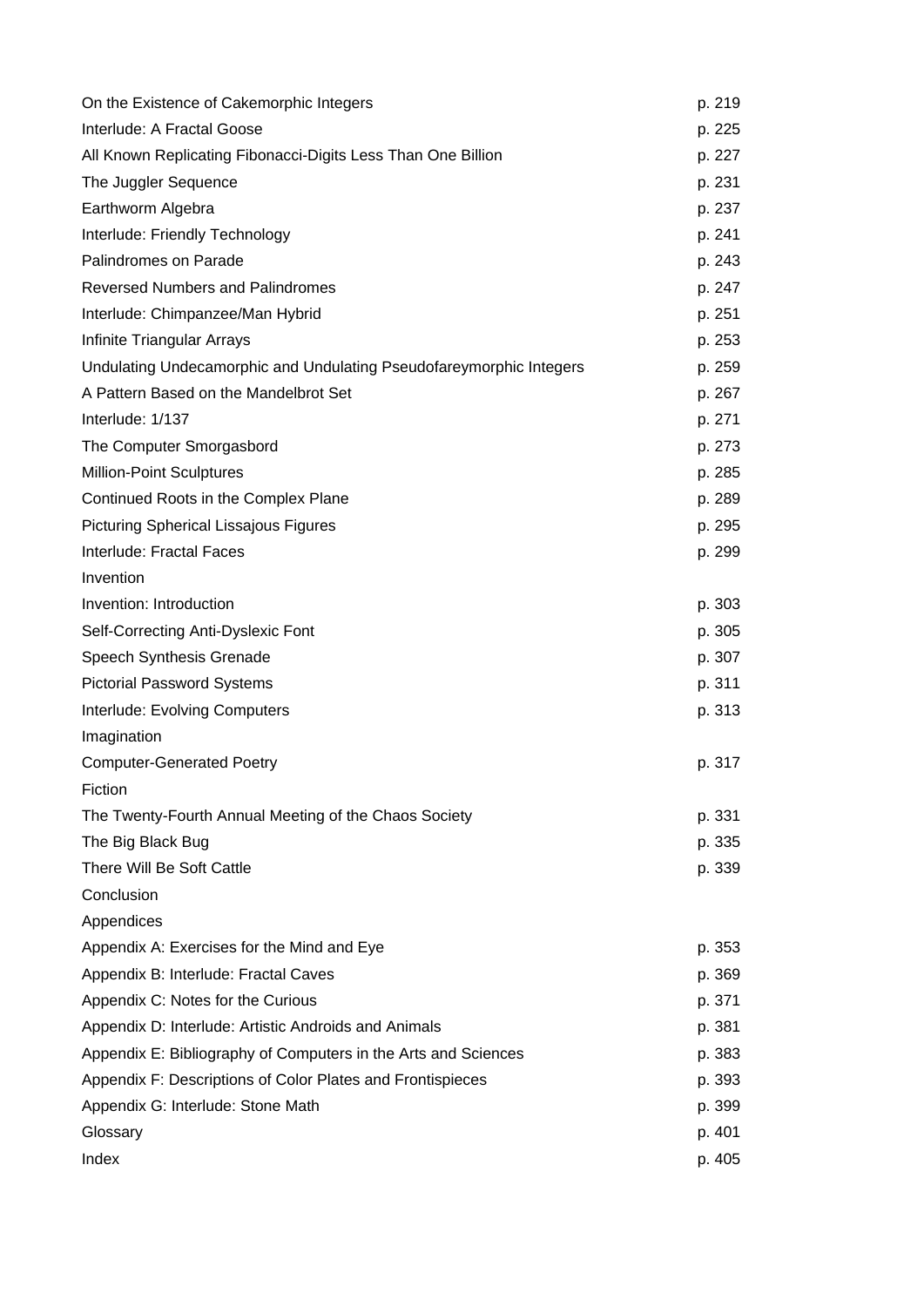| | |
|---|---|
| On the Existence of Cakemorphic Integers | p. 219 |
| Interlude: A Fractal Goose | p. 225 |
| All Known Replicating Fibonacci-Digits Less Than One Billion | p. 227 |
| The Juggler Sequence | p. 231 |
| Earthworm Algebra | p. 237 |
| Interlude: Friendly Technology | p. 241 |
| Palindromes on Parade | p. 243 |
| Reversed Numbers and Palindromes | p. 247 |
| Interlude: Chimpanzee/Man Hybrid | p. 251 |
| Infinite Triangular Arrays | p. 253 |
| Undulating Undecamorphic and Undulating Pseudofareymorphic Integers | p. 259 |
| A Pattern Based on the Mandelbrot Set | p. 267 |
| Interlude: 1/137 | p. 271 |
| The Computer Smorgasbord | p. 273 |
| Million-Point Sculptures | p. 285 |
| Continued Roots in the Complex Plane | p. 289 |
| Picturing Spherical Lissajous Figures | p. 295 |
| Interlude: Fractal Faces | p. 299 |
| Invention | |
| Invention: Introduction | p. 303 |
| Self-Correcting Anti-Dyslexic Font | p. 305 |
| Speech Synthesis Grenade | p. 307 |
| Pictorial Password Systems | p. 311 |
| Interlude: Evolving Computers | p. 313 |
| Imagination | |
| Computer-Generated Poetry | p. 317 |
| Fiction | |
| The Twenty-Fourth Annual Meeting of the Chaos Society | p. 331 |
| The Big Black Bug | p. 335 |
| There Will Be Soft Cattle | p. 339 |
| Conclusion | |
| Appendices | |
| Appendix A: Exercises for the Mind and Eye | p. 353 |
| Appendix B: Interlude: Fractal Caves | p. 369 |
| Appendix C: Notes for the Curious | p. 371 |
| Appendix D: Interlude: Artistic Androids and Animals | p. 381 |
| Appendix E: Bibliography of Computers in the Arts and Sciences | p. 383 |
| Appendix F: Descriptions of Color Plates and Frontispieces | p. 393 |
| Appendix G: Interlude: Stone Math | p. 399 |
| Glossary | p. 401 |
| Index | p. 405 |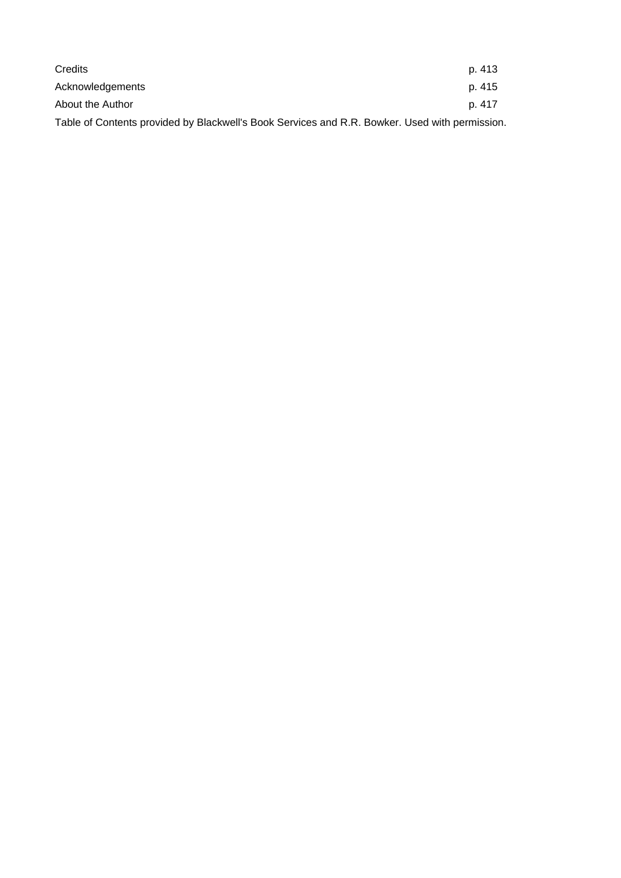| | |
|---|---|
| Credits | p. 413 |
| Acknowledgements | p. 415 |
| About the Author | p. 417 |

Table of Contents provided by Blackwell's Book Services and R.R. Bowker. Used with permission.